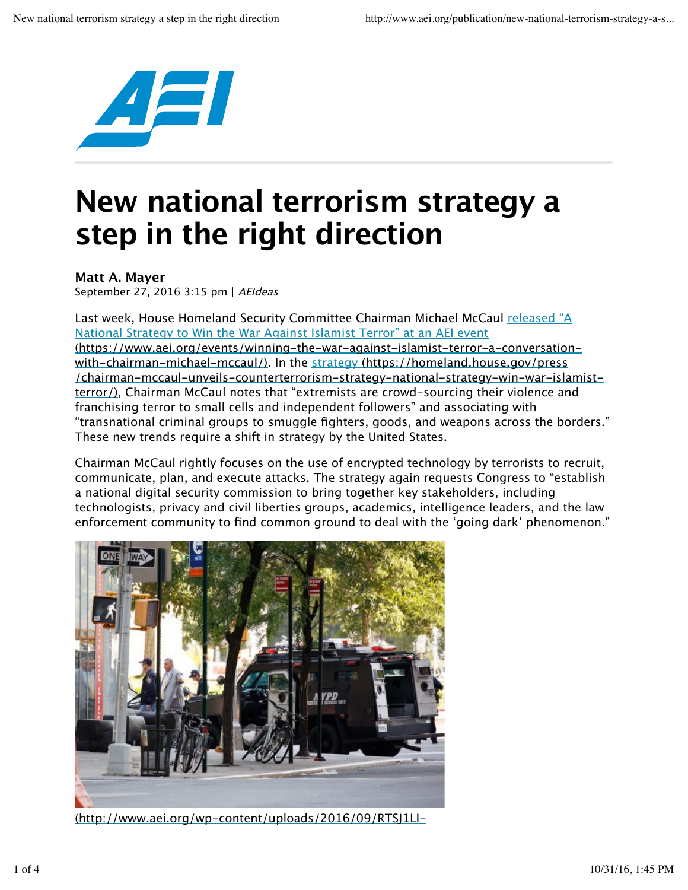# New national terrorism strategy a step in the right direction

**Matt A. Mayer**
September 27, 2016 3:15 pm | *AEIdeas*

Last week, House Homeland Security Committee Chairman Michael McCaul released "A National Strategy to Win the War Against Islamist Terror" at an AEI event (https://www.aei.org/events/winning-the-war-against-islamist-terror-a-conversation-with-chairman-michael-mccaul/). In the strategy (https://homeland.house.gov/press/chairman-mccaul-unveils-counterterrorism-strategy-national-strategy-win-war-islamist-terror/), Chairman McCaul notes that "extremists are crowd-sourcing their violence and franchising terror to small cells and independent followers" and associating with "transnational criminal groups to smuggle fighters, goods, and weapons across the borders." These new trends require a shift in strategy by the United States.

Chairman McCaul rightly focuses on the use of encrypted technology by terrorists to recruit, communicate, plan, and execute attacks. The strategy again requests Congress to "establish a national digital security commission to bring together key stakeholders, including technologists, privacy and civil liberties groups, academics, intelligence leaders, and the law enforcement community to find common ground to deal with the 'going dark' phenomenon."

(http://www.aei.org/wp-content/uploads/2016/09/RTSJ1LI-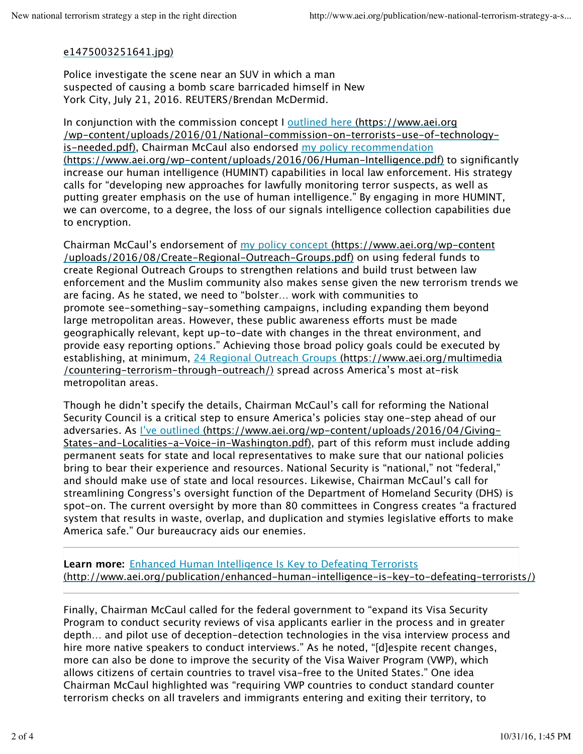e1475003251641.jpg)

Police investigate the scene near an SUV in which a man suspected of causing a bomb scare barricaded himself in New York City, July 21, 2016. REUTERS/Brendan McDermid.

In conjunction with the commission concept I [outlined here](https://www.aei.org/wp-content/uploads/2016/01/National-commission-on-terrorists-use-of-technology-is-needed.pdf) (https://www.aei.org/wp-content/uploads/2016/01/National-commission-on-terrorists-use-of-technology-is-needed.pdf), Chairman McCaul also endorsed [my policy recommendation](https://www.aei.org/wp-content/uploads/2016/06/Human-Intelligence.pdf) (https://www.aei.org/wp-content/uploads/2016/06/Human-Intelligence.pdf) to significantly increase our human intelligence (HUMINT) capabilities in local law enforcement. His strategy calls for "developing new approaches for lawfully monitoring terror suspects, as well as putting greater emphasis on the use of human intelligence." By engaging in more HUMINT, we can overcome, to a degree, the loss of our signals intelligence collection capabilities due to encryption.

Chairman McCaul's endorsement of [my policy concept](https://www.aei.org/wp-content/uploads/2016/08/Create-Regional-Outreach-Groups.pdf) (https://www.aei.org/wp-content/uploads/2016/08/Create-Regional-Outreach-Groups.pdf) on using federal funds to create Regional Outreach Groups to strengthen relations and build trust between law enforcement and the Muslim community also makes sense given the new terrorism trends we are facing. As he stated, we need to "bolster… work with communities to promote see-something-say-something campaigns, including expanding them beyond large metropolitan areas. However, these public awareness efforts must be made geographically relevant, kept up-to-date with changes in the threat environment, and provide easy reporting options." Achieving those broad policy goals could be executed by establishing, at minimum, [24 Regional Outreach Groups](https://www.aei.org/multimedia/countering-terrorism-through-outreach/) (https://www.aei.org/multimedia/countering-terrorism-through-outreach/) spread across America's most at-risk metropolitan areas.

Though he didn't specify the details, Chairman McCaul's call for reforming the National Security Council is a critical step to ensure America's policies stay one-step ahead of our adversaries. As [I've outlined](https://www.aei.org/wp-content/uploads/2016/04/Giving-States-and-Localities-a-Voice-in-Washington.pdf) (https://www.aei.org/wp-content/uploads/2016/04/Giving-States-and-Localities-a-Voice-in-Washington.pdf), part of this reform must include adding permanent seats for state and local representatives to make sure that our national policies bring to bear their experience and resources. National Security is "national," not "federal," and should make use of state and local resources. Likewise, Chairman McCaul's call for streamlining Congress's oversight function of the Department of Homeland Security (DHS) is spot-on. The current oversight by more than 80 committees in Congress creates "a fractured system that results in waste, overlap, and duplication and stymies legislative efforts to make America safe." Our bureaucracy aids our enemies.

**Learn more:** [Enhanced Human Intelligence Is Key to Defeating Terrorists](http://www.aei.org/publication/enhanced-human-intelligence-is-key-to-defeating-terrorists/) (http://www.aei.org/publication/enhanced-human-intelligence-is-key-to-defeating-terrorists/)

Finally, Chairman McCaul called for the federal government to "expand its Visa Security Program to conduct security reviews of visa applicants earlier in the process and in greater depth… and pilot use of deception-detection technologies in the visa interview process and hire more native speakers to conduct interviews." As he noted, "[d]espite recent changes, more can also be done to improve the security of the Visa Waiver Program (VWP), which allows citizens of certain countries to travel visa-free to the United States." One idea Chairman McCaul highlighted was "requiring VWP countries to conduct standard counter terrorism checks on all travelers and immigrants entering and exiting their territory, to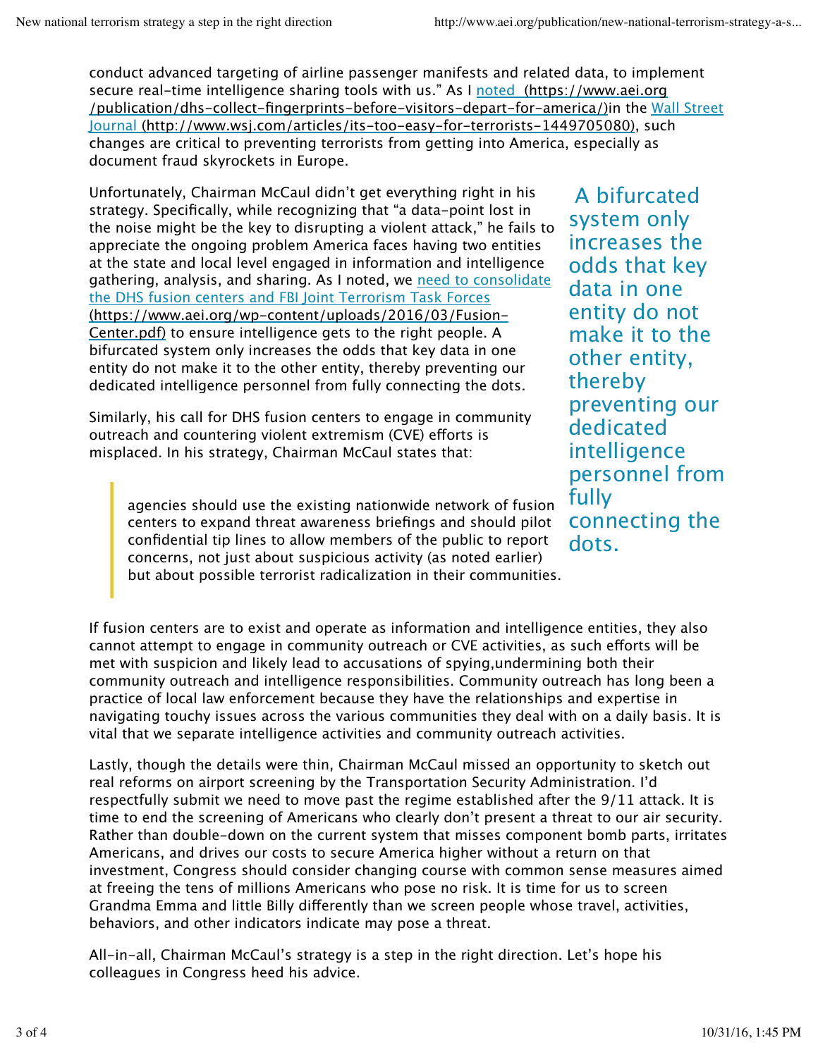conduct advanced targeting of airline passenger manifests and related data, to implement secure real-time intelligence sharing tools with us." As I [noted (https://www.aei.org/publication/dhs-collect-fingerprints-before-visitors-depart-for-america/)](https://www.aei.org/publication/dhs-collect-fingerprints-before-visitors-depart-for-america/)in the [Wall Street Journal (http://www.wsj.com/articles/its-too-easy-for-terrorists-1449705080)](http://www.wsj.com/articles/its-too-easy-for-terrorists-1449705080), such changes are critical to preventing terrorists from getting into America, especially as document fraud skyrockets in Europe.

Unfortunately, Chairman McCaul didn't get everything right in his strategy. Specifically, while recognizing that "a data-point lost in the noise might be the key to disrupting a violent attack," he fails to appreciate the ongoing problem America faces having two entities at the state and local level engaged in information and intelligence gathering, analysis, and sharing. As I noted, we [need to consolidate the DHS fusion centers and FBI Joint Terrorism Task Forces (https://www.aei.org/wp-content/uploads/2016/03/Fusion-Center.pdf)](https://www.aei.org/wp-content/uploads/2016/03/Fusion-Center.pdf) to ensure intelligence gets to the right people. A bifurcated system only increases the odds that key data in one entity do not make it to the other entity, thereby preventing our dedicated intelligence personnel from fully connecting the dots.

> A bifurcated system only increases the odds that key data in one entity do not make it to the other entity, thereby preventing our dedicated intelligence personnel from fully connecting the dots.

Similarly, his call for DHS fusion centers to engage in community outreach and countering violent extremism (CVE) efforts is misplaced. In his strategy, Chairman McCaul states that:

> agencies should use the existing nationwide network of fusion centers to expand threat awareness briefings and should pilot confidential tip lines to allow members of the public to report concerns, not just about suspicious activity (as noted earlier) but about possible terrorist radicalization in their communities.

If fusion centers are to exist and operate as information and intelligence entities, they also cannot attempt to engage in community outreach or CVE activities, as such efforts will be met with suspicion and likely lead to accusations of spying,undermining both their community outreach and intelligence responsibilities. Community outreach has long been a practice of local law enforcement because they have the relationships and expertise in navigating touchy issues across the various communities they deal with on a daily basis. It is vital that we separate intelligence activities and community outreach activities.

Lastly, though the details were thin, Chairman McCaul missed an opportunity to sketch out real reforms on airport screening by the Transportation Security Administration. I'd respectfully submit we need to move past the regime established after the 9/11 attack. It is time to end the screening of Americans who clearly don't present a threat to our air security. Rather than double-down on the current system that misses component bomb parts, irritates Americans, and drives our costs to secure America higher without a return on that investment, Congress should consider changing course with common sense measures aimed at freeing the tens of millions Americans who pose no risk. It is time for us to screen Grandma Emma and little Billy differently than we screen people whose travel, activities, behaviors, and other indicators indicate may pose a threat.

All-in-all, Chairman McCaul's strategy is a step in the right direction. Let's hope his colleagues in Congress heed his advice.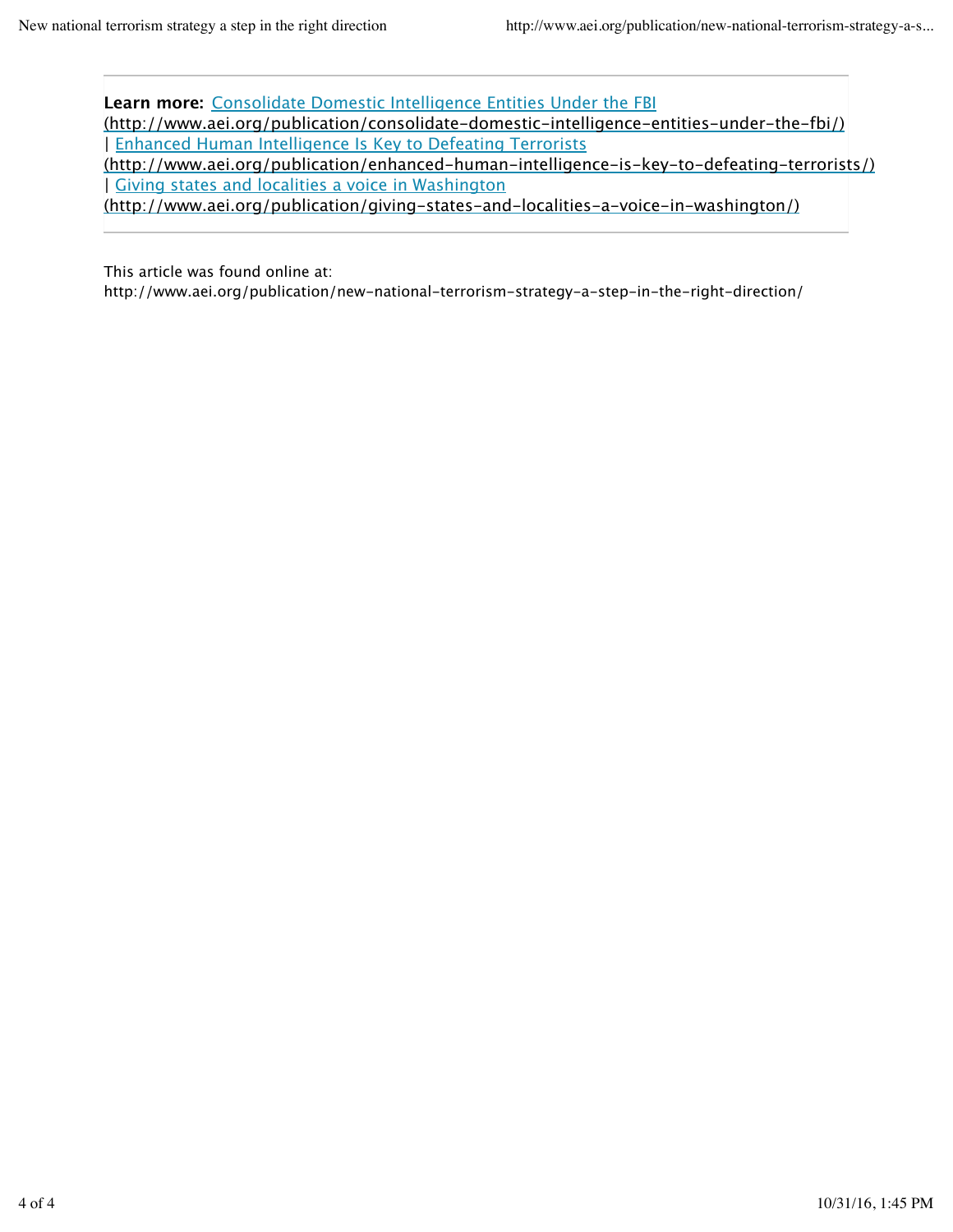**Learn more:** [Consolidate Domestic Intelligence Entities Under the FBI](http://www.aei.org/publication/consolidate-domestic-intelligence-entities-under-the-fbi/)
(http://www.aei.org/publication/consolidate-domestic-intelligence-entities-under-the-fbi/)
| [Enhanced Human Intelligence Is Key to Defeating Terrorists](http://www.aei.org/publication/enhanced-human-intelligence-is-key-to-defeating-terrorists/)
(http://www.aei.org/publication/enhanced-human-intelligence-is-key-to-defeating-terrorists/)
| [Giving states and localities a voice in Washington](http://www.aei.org/publication/giving-states-and-localities-a-voice-in-washington/)
(http://www.aei.org/publication/giving-states-and-localities-a-voice-in-washington/)

This article was found online at:
http://www.aei.org/publication/new-national-terrorism-strategy-a-step-in-the-right-direction/